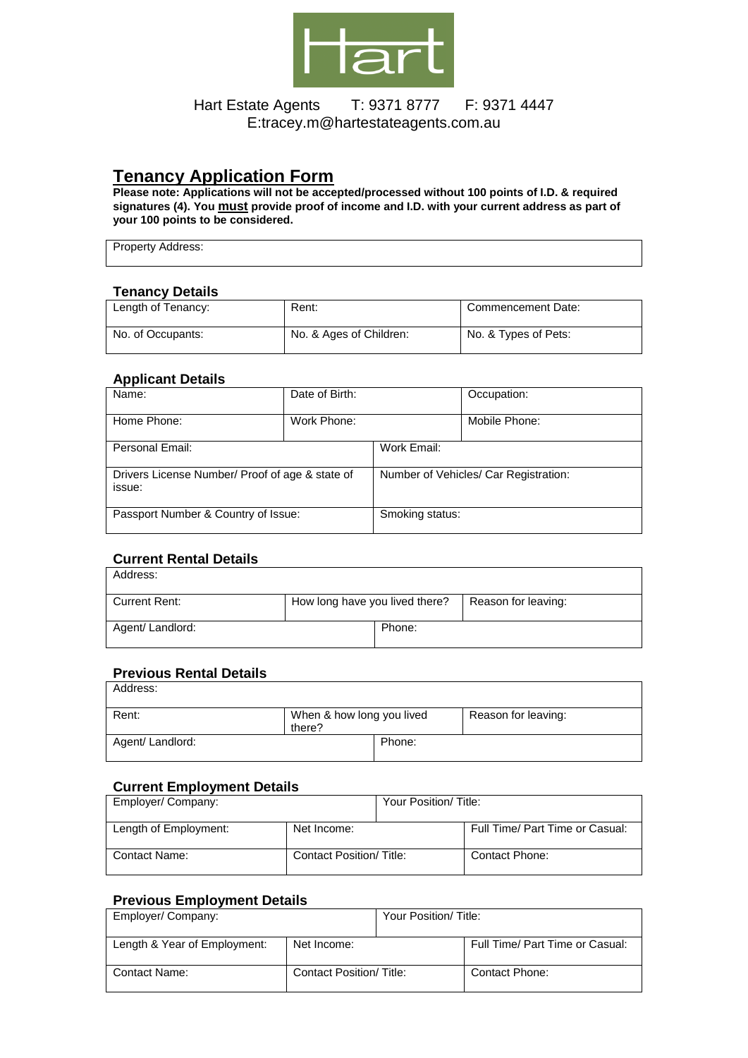Hart

Hart Estate Agents T: 9371 8777 F: 9371 4447
E:tracey.m@hartestateagents.com.au

# Tenancy Application Form

**Please note: Applications will not be accepted/processed without 100 points of I.D. & required signatures (4). You must provide proof of income and I.D. with your current address as part of your 100 points to be considered.**

| Property Address: |
|---|

### Tenancy Details

| Length of Tenancy: | Rent: | Commencement Date: |
|---|---|---|
| No. of Occupants: | No. & Ages of Children: | No. & Types of Pets: |

### Applicant Details

| Name: | Date of Birth: | Occupation: |
|---|---|---|
| Home Phone: | Work Phone: | Mobile Phone: |

| Personal Email: | Work Email: |
|---|---|
| Drivers License Number/ Proof of age & state of issue: | Number of Vehicles/ Car Registration: |
| Passport Number & Country of Issue: | Smoking status: |

### Current Rental Details

| Address: | | |
|---|---|---|
| Current Rent: | How long have you lived there? | Reason for leaving: |
| Agent/ Landlord: | Phone: | |

### Previous Rental Details

| Address: | | |
|---|---|---|
| Rent: | When & how long you lived there? | Reason for leaving: |
| Agent/ Landlord: | Phone: | |

### Current Employment Details

| Employer/ Company: | Your Position/ Title: | |
|---|---|---|
| Length of Employment: | Net Income: | Full Time/ Part Time or Casual: |
| Contact Name: | Contact Position/ Title: | Contact Phone: |

### Previous Employment Details

| Employer/ Company: | Your Position/ Title: | |
|---|---|---|
| Length & Year of Employment: | Net Income: | Full Time/ Part Time or Casual: |
| Contact Name: | Contact Position/ Title: | Contact Phone: |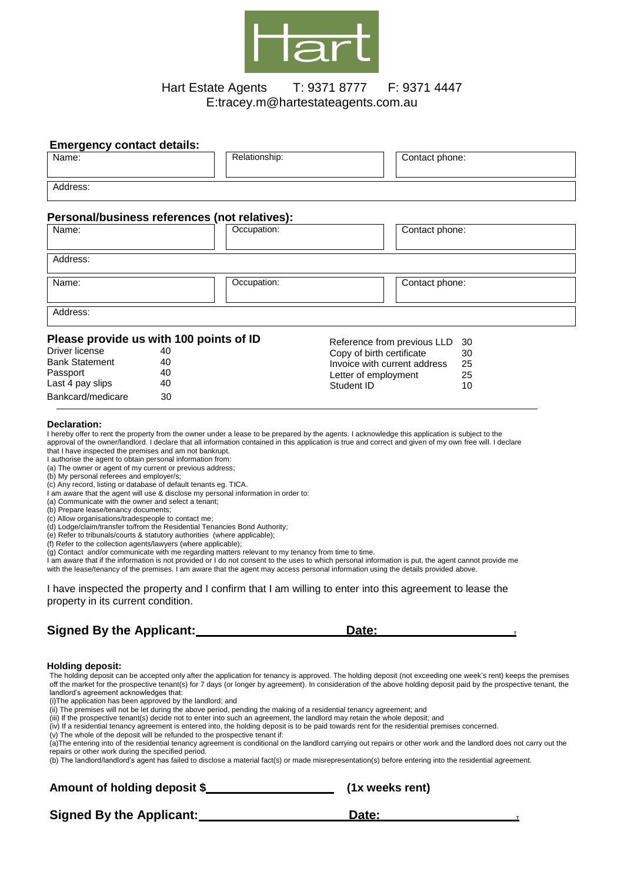Hart

Hart Estate Agents T: 9371 8777 F: 9371 4447
E:tracey.m@hartestateagents.com.au

## Emergency contact details:

| Name: | Relationship: | Contact phone: |
|---|---|---|
| Address: | | |

## Personal/business references (not relatives):

| Name: | Occupation: | Contact phone: |
|---|---|---|
| Address: | | |
| Name: | Occupation: | Contact phone: |
| Address: | | |

## Please provide us with 100 points of ID

| Document | Points |
|---|---|
| Driver license | 40 |
| Bank Statement | 40 |
| Passport | 40 |
| Last 4 pay slips | 40 |
| Bankcard/medicare | 30 |
| Reference from previous LLD | 30 |
| Copy of birth certificate | 30 |
| Invoice with current address | 25 |
| Letter of employment | 25 |
| Student ID | 10 |

**Declaration:**

I hereby offer to rent the property from the owner under a lease to be prepared by the agents. I acknowledge this application is subject to the approval of the owner/landlord. I declare that all information contained in this application is true and correct and given of my own free will. I declare that I have inspected the premises and am not bankrupt.

I authorise the agent to obtain personal information from:
(a) The owner or agent of my current or previous address;
(b) My personal referees and employer/s;
(c) Any record, listing or database of default tenants eg. TICA.

I am aware that the agent will use & disclose my personal information in order to:
(a) Communicate with the owner and select a tenant;
(b) Prepare lease/tenancy documents;
(c) Allow organisations/tradespeople to contact me;
(d) Lodge/claim/transfer to/from the Residential Tenancies Bond Authority;
(e) Refer to tribunals/courts & statutory authorities (where applicable);
(f) Refer to the collection agents/lawyers (where applicable);
(g) Contact and/or communicate with me regarding matters relevant to my tenancy from time to time.

I am aware that if the information is not provided or I do not consent to the uses to which personal information is put, the agent cannot provide me with the lease/tenancy of the premises. I am aware that the agent may access personal information using the details provided above.

I have inspected the property and I confirm that I am willing to enter into this agreement to lease the property in its current condition.

**Signed By the Applicant:** ____________________ **Date:** ____________________

**Holding deposit:**

The holding deposit can be accepted only after the application for tenancy is approved. The holding deposit (not exceeding one week's rent) keeps the premises off the market for the prospective tenant(s) for 7 days (or longer by agreement). In consideration of the above holding deposit paid by the prospective tenant, the landlord's agreement acknowledges that:

(i)The application has been approved by the landlord; and
(ii) The premises will not be let during the above period, pending the making of a residential tenancy agreement; and
(iii) If the prospective tenant(s) decide not to enter into such an agreement, the landlord may retain the whole deposit; and
(iv) If a residential tenancy agreement is entered into, the holding deposit is to be paid towards rent for the residential premises concerned.
(v) The whole of the deposit will be refunded to the prospective tenant if:
(a)The entering into of the residential tenancy agreement is conditional on the landlord carrying out repairs or other work and the landlord does not carry out the repairs or other work during the specified period.
(b) The landlord/landlord's agent has failed to disclose a material fact(s) or made misrepresentation(s) before entering into the residential agreement.

**Amount of holding deposit $** ____________________ **(1x weeks rent)**

**Signed By the Applicant:** ____________________ **Date:** ____________________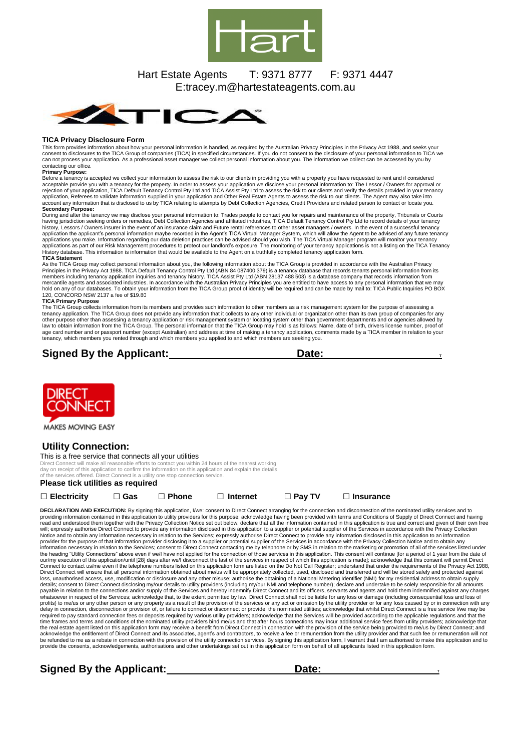Hart

Hart Estate Agents T: 9371 8777 F: 9371 4447
E:tracey.m@hartestateagents.com.au

TICA

### TICA Privacy Disclosure Form

This form provides information about how your personal information is handled, as required by the Australian Privacy Principles in the Privacy Act 1988, and seeks your consent to disclosures to the TICA Group of companies (TICA) in specified circumstances. If you do not consent to the disclosure of your personal information to TICA we can not process your application. As a professional asset manager we collect personal information about you. The information we collect can be accessed by you by contacting our office.

**Primary Purpose:**

Before a tenancy is accepted we collect your information to assess the risk to our clients in providing you with a property you have requested to rent and if considered acceptable provide you with a tenancy for the property. In order to assess your application we disclose your personal information to: The Lessor / Owners for approval or rejection of your application, TICA Default Tenancy Control Pty Ltd and TICA Assist Pty Ltd to assess the risk to our clients and verify the details provided in your tenancy application, Referees to validate information supplied in your application and Other Real Estate Agents to assess the risk to our clients. The Agent may also take into account any information that is disclosed to us by TICA relating to attempts by Debt Collection Agencies, Credit Providers and related person to contact or locate you.

**Secondary Purpose:**

During and after the tenancy we may disclose your personal information to: Trades people to contact you for repairs and maintenance of the property, Tribunals or Courts having jurisdiction seeking orders or remedies, Debt Collection Agencies and affiliated industries, TICA Default Tenancy Control Pty Ltd to record details of your tenancy history, Lessors / Owners insurer in the event of an insurance claim and Future rental references to other asset managers / owners. In the event of a successful tenancy application the applicant's personal information maybe recorded in the Agent's TICA Virtual Manager System, which will allow the Agent to be advised of any future tenancy applications you make. Information regarding our data deletion practices can be advised should you wish. The TICA Virtual Manager program will monitor your tenancy applications as part of our Risk Management procedures to protect our landlord's exposure. The monitoring of your tenancy applications is not a listing on the TICA Tenancy History database. This information is information that would be available to the Agent on a truthfully completed tenancy application form.

**TICA Statement**

As the TICA Group may collect personal information about you, the following information about the TICA Group is provided in accordance with the Australian Privacy Principles in the Privacy Act 1988. TICA Default Tenancy Control Pty Ltd (ABN 84 087400 379) is a tenancy database that records tenants personal information from its members including tenancy application inquiries and tenancy history. TICA Assist Pty Ltd (ABN 28137 488 503) is a database company that records information from mercantile agents and associated industries. In accordance with the Australian Privacy Principles you are entitled to have access to any personal information that we may hold on any of our databases. To obtain your information from the TICA Group proof of identity will be required and can be made by mail to: TICA Public Inquiries PO BOX 120, CONCORD NSW 2137 a fee of $19.80

**TICA Primary Purpose**

The TICA Group collects information from its members and provides such information to other members as a risk management system for the purpose of assessing a tenancy application. The TICA Group does not provide any information that it collects to any other individual or organization other than its own group of companies for any other purpose other than assessing a tenancy application or risk management system or locating system other than government departments and or agencies allowed by law to obtain information from the TICA Group. The personal information that the TICA Group may hold is as follows: Name, date of birth, drivers license number, proof of age card number and or passport number (except Australian) and address at time of making a tenancy application, comments made by a TICA member in relation to your tenancy, which members you rented through and which members you applied to and which members are seeking you.

**Signed By the Applicant:** \_\_\_\_\_\_\_\_\_\_\_\_\_\_\_\_\_\_\_\_ **Date:** \_\_\_\_\_\_\_\_\_\_\_\_\_\_\_\_\_\_\_\_

DIRECT CONNECT
MAKES MOVING EASY

## Utility Connection:

This is a free service that connects all your utilities

Direct Connect will make all reasonable efforts to contact you within 24 hours of the nearest working day on receipt of this application to confirm the information on this application and explain the details of the services offered. Direct Connect is a utility one stop connection service.

**Please tick utilities as required**

☐ **Electricity** ☐ **Gas** ☐ **Phone** ☐ **Internet** ☐ **Pay TV** ☐ **Insurance**

**DECLARATION AND EXECUTION:** By signing this application, I/we: consent to Direct Connect arranging for the connection and disconnection of the nominated utility services and to providing information contained in this application to utility providers for this purpose; acknowledge having been provided with terms and Conditions of Supply of Direct Connect and having read and understood them together with the Privacy Collection Notice set out below; declare that all the information contained in this application is true and correct and given of their own free will; expressly authorise Direct Connect to provide any information disclosed in this application to a supplier or potential supplier of the Services in accordance with the Privacy Collection Notice and to obtain any information necessary in relation to the Services; expressly authorise Direct Connect to provide any information disclosed in this application to an information provider for the purpose of that information provider disclosing it to a supplier or potential supplier of the Services in accordance with the Privacy Collection Notice and to obtain any information necessary in relation to the Services; consent to Direct Connect contacting me by telephone or by SMS in relation to the marketing or promotion of all of the services listed under the heading "Utility Connections" above even if we/I have not applied for the connection of those services in this application. This consent will continue [for a period of 1 year from the date of our/my execution of this application/until [28] days after we/I disconnect the last of the services in respect of which this application is made]; acknowledge that this consent will permit Direct Connect to contact us/me even if the telephone numbers listed on this application form are listed on the Do Not Call Register; understand that under the requirements of the Privacy Act 1988, Direct Connect will ensure that all personal information obtained about me/us will be appropriately collected, used, disclosed and transferred and will be stored safely and protected against loss, unauthorised access, use, modification or disclosure and any other misuse; authorise the obtaining of a National Metering Identifier (NMI) for my residential address to obtain supply details; consent to Direct Connect disclosing my/our details to utility providers (including my/our NMI and telephone number); declare and undertake to be solely responsible for all amounts payable in relation to the connections and/or supply of the Services and hereby indemnify Direct Connect and its officers, servants and agents and hold them indemnified against any charges whatsoever in respect of the Services; acknowledge that, to the extent permitted by law, Direct Connect shall not be liable for any loss or damage (including consequential loss and loss of profits) to me/us or any other person or any property as a result of the provision of the services or any act or omission by the utility provider or for any loss caused by or in connection with any delay in connection, disconnection or provision of, or failure to connect or disconnect or provide, the nominated utilities; acknowledge that whilst Direct Connect is a free service I/we may be required to pay standard connection fees or deposits required by various utility providers; acknowledge that the Services will be provided according to the applicable regulations and that the time frames and terms and conditions of the nominated utility providers bind me/us and that after hours connections may incur additional service fees from utility providers; acknowledge that the real estate agent listed on this application form may receive a benefit from Direct Connect in connection with the provision of the service being provided to me/us by Direct Connect; and acknowledge the entitlement of Direct Connect and its associates, agent's and contractors, to receive a fee or remuneration from the utility provider and that such fee or remuneration will not be refunded to me as a rebate in connection with the provision of the utility connection services. By signing this application form, I warrant that I am authorised to make this application and to provide the consents, acknowledgements, authorisations and other undertakings set out in this application form on behalf of all applicants listed in this application form.

**Signed By the Applicant:** \_\_\_\_\_\_\_\_\_\_\_\_\_\_\_\_\_\_\_\_ **Date:** \_\_\_\_\_\_\_\_\_\_\_\_\_\_\_\_\_\_\_\_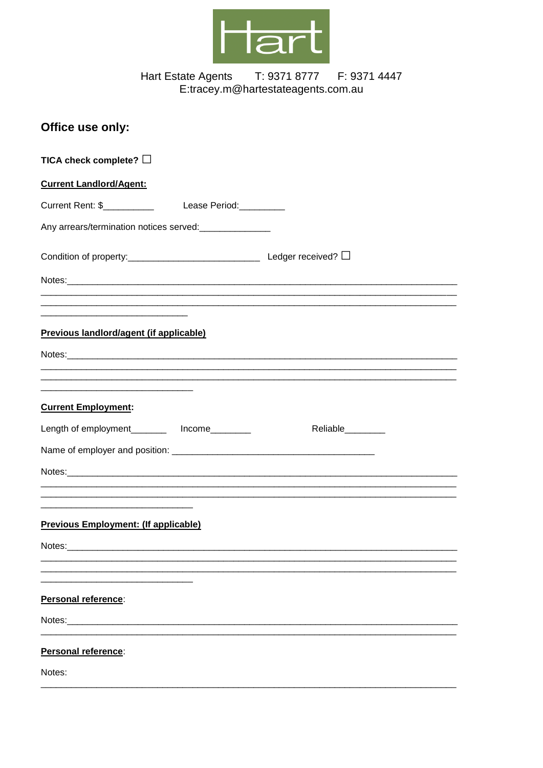Hart

Hart Estate Agents T: 9371 8777 F: 9371 4447
E:tracey.m@hartestateagents.com.au

## Office use only:

**TICA check complete?** ☐

**Current Landlord/Agent:**

Current Rent: $__________ Lease Period:_________

Any arrears/termination notices served:______________

Condition of property:__________________________ Ledger received? ☐

Notes:_____________________________________________________________________________
_____________________________________________________________________________
_____________________________________________________________________________
_____________________________

**Previous landlord/agent (if applicable)**

Notes:_____________________________________________________________________________
_____________________________________________________________________________
_____________________________________________________________________________
______________________________

**Current Employment:**

Length of employment_______ Income________ Reliable________

Name of employer and position: ________________________________________

Notes:_____________________________________________________________________________
_____________________________________________________________________________
_____________________________________________________________________________
______________________________

**Previous Employment: (If applicable)**

Notes:_____________________________________________________________________________
_____________________________________________________________________________
_____________________________________________________________________________
______________________________

**Personal reference**:

Notes:_____________________________________________________________________________
_____________________________________________________________________________

**Personal reference**:

Notes:
_____________________________________________________________________________